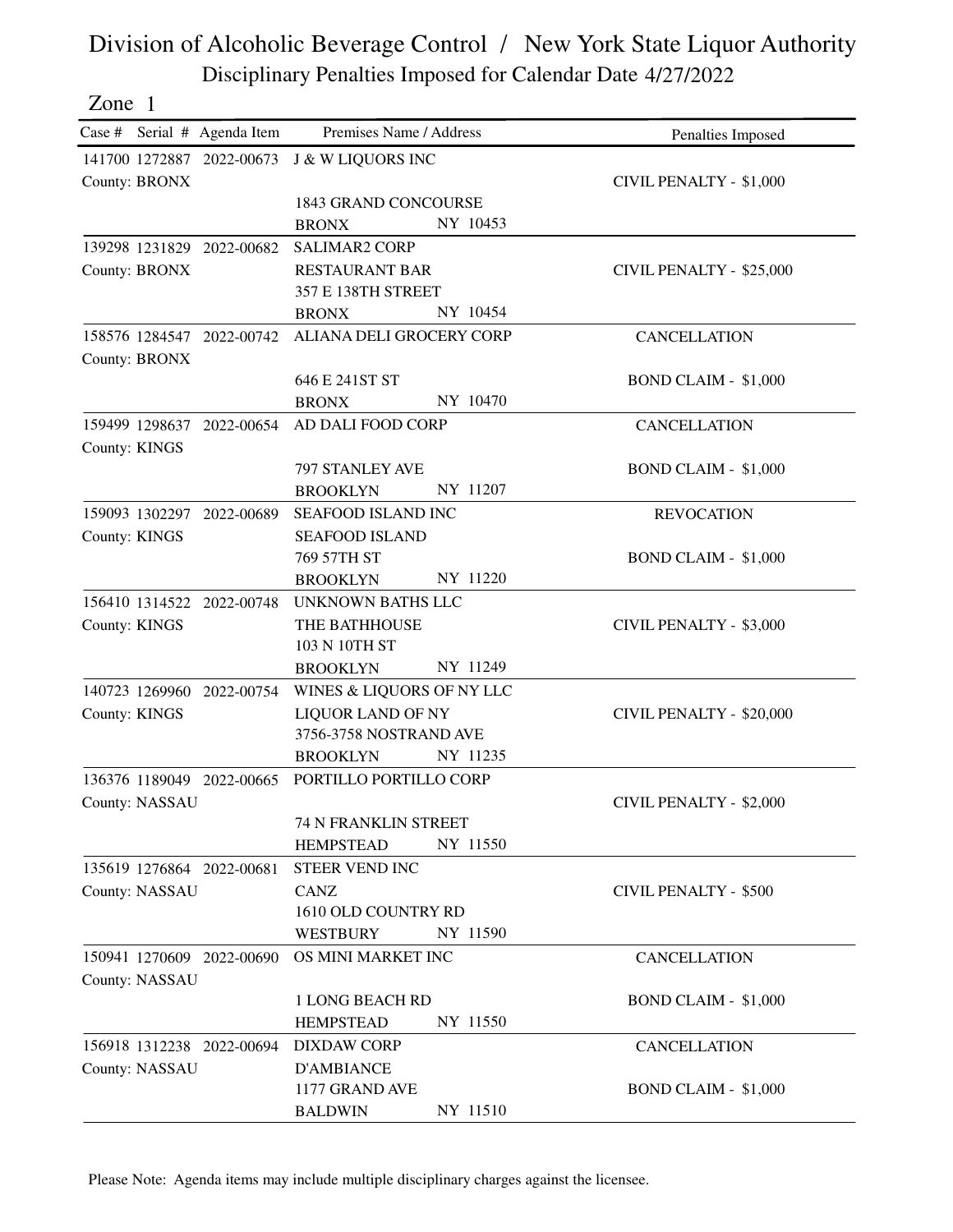# Division of Alcoholic Beverage Control / New York State Liquor Authority

## Disciplinary Penalties Imposed for Calendar Date 4/27/2022

Zone 1

| Case # | Serial # | Agenda Item | Premises Name / Address | Penalties Imposed |
|---|---|---|---|---|
| 141700 | 1272887 | 2022-00673 | J & W LIQUORS INC<br>1843 GRAND CONCOURSE<br>BRONX NY 10453 | CIVIL PENALTY - $1,000 |
| County: BRONX | | | | |
| 139298 | 1231829 | 2022-00682 | SALIMAR2 CORP<br>RESTAURANT BAR<br>357 E 138TH STREET<br>BRONX NY 10454 | CIVIL PENALTY - $25,000 |
| County: BRONX | | | | |
| 158576 | 1284547 | 2022-00742 | ALIANA DELI GROCERY CORP<br>646 E 241ST ST<br>BRONX NY 10470 | CANCELLATION<br>BOND CLAIM - $1,000 |
| County: BRONX | | | | |
| 159499 | 1298637 | 2022-00654 | AD DALI FOOD CORP<br>797 STANLEY AVE<br>BROOKLYN NY 11207 | CANCELLATION<br>BOND CLAIM - $1,000 |
| County: KINGS | | | | |
| 159093 | 1302297 | 2022-00689 | SEAFOOD ISLAND INC<br>SEAFOOD ISLAND<br>769 57TH ST<br>BROOKLYN NY 11220 | REVOCATION<br>BOND CLAIM - $1,000 |
| County: KINGS | | | | |
| 156410 | 1314522 | 2022-00748 | UNKNOWN BATHS LLC<br>THE BATHHOUSE<br>103 N 10TH ST<br>BROOKLYN NY 11249 | CIVIL PENALTY - $3,000 |
| County: KINGS | | | | |
| 140723 | 1269960 | 2022-00754 | WINES & LIQUORS OF NY LLC<br>LIQUOR LAND OF NY<br>3756-3758 NOSTRAND AVE<br>BROOKLYN NY 11235 | CIVIL PENALTY - $20,000 |
| County: KINGS | | | | |
| 136376 | 1189049 | 2022-00665 | PORTILLO PORTILLO CORP<br>74 N FRANKLIN STREET<br>HEMPSTEAD NY 11550 | CIVIL PENALTY - $2,000 |
| County: NASSAU | | | | |
| 135619 | 1276864 | 2022-00681 | STEER VEND INC<br>CANZ<br>1610 OLD COUNTRY RD<br>WESTBURY NY 11590 | CIVIL PENALTY - $500 |
| County: NASSAU | | | | |
| 150941 | 1270609 | 2022-00690 | OS MINI MARKET INC<br>1 LONG BEACH RD<br>HEMPSTEAD NY 11550 | CANCELLATION<br>BOND CLAIM - $1,000 |
| County: NASSAU | | | | |
| 156918 | 1312238 | 2022-00694 | DIXDAW CORP<br>D'AMBIANCE<br>1177 GRAND AVE<br>BALDWIN NY 11510 | CANCELLATION<br>BOND CLAIM - $1,000 |
| County: NASSAU | | | | |

Please Note: Agenda items may include multiple disciplinary charges against the licensee.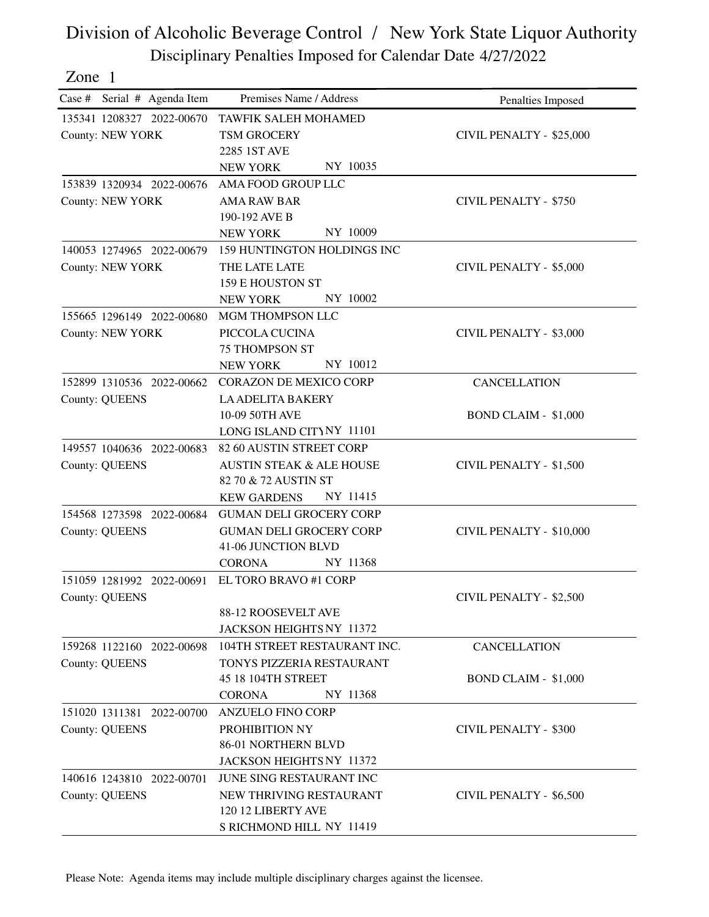# Division of Alcoholic Beverage Control / New York State Liquor Authority

## Disciplinary Penalties Imposed for Calendar Date 4/27/2022

Zone 1

| Case # | Serial # | Agenda Item | Premises Name / Address | Penalties Imposed |
|---|---|---|---|---|
| 135341 | 1208327 | 2022-00670 | TAWFIK SALEH MOHAMED<br>TSM GROCERY<br>2285 1ST AVE<br>NEW YORK NY 10035 | CIVIL PENALTY - $25,000 |
| County: NEW YORK | | | | |
| 153839 | 1320934 | 2022-00676 | AMA FOOD GROUP LLC<br>AMA RAW BAR<br>190-192 AVE B<br>NEW YORK NY 10009 | CIVIL PENALTY - $750 |
| County: NEW YORK | | | | |
| 140053 | 1274965 | 2022-00679 | 159 HUNTINGTON HOLDINGS INC<br>THE LATE LATE<br>159 E HOUSTON ST<br>NEW YORK NY 10002 | CIVIL PENALTY - $5,000 |
| County: NEW YORK | | | | |
| 155665 | 1296149 | 2022-00680 | MGM THOMPSON LLC<br>PICCOLA CUCINA<br>75 THOMPSON ST<br>NEW YORK NY 10012 | CIVIL PENALTY - $3,000 |
| County: NEW YORK | | | | |
| 152899 | 1310536 | 2022-00662 | CORAZON DE MEXICO CORP<br>LA ADELITA BAKERY<br>10-09 50TH AVE<br>LONG ISLAND CITY NY 11101 | CANCELLATION<br>BOND CLAIM - $1,000 |
| County: QUEENS | | | | |
| 149557 | 1040636 | 2022-00683 | 82 60 AUSTIN STREET CORP<br>AUSTIN STEAK & ALE HOUSE<br>82 70 & 72 AUSTIN ST<br>KEW GARDENS NY 11415 | CIVIL PENALTY - $1,500 |
| County: QUEENS | | | | |
| 154568 | 1273598 | 2022-00684 | GUMAN DELI GROCERY CORP<br>GUMAN DELI GROCERY CORP<br>41-06 JUNCTION BLVD<br>CORONA NY 11368 | CIVIL PENALTY - $10,000 |
| County: QUEENS | | | | |
| 151059 | 1281992 | 2022-00691 | EL TORO BRAVO #1 CORP<br>88-12 ROOSEVELT AVE<br>JACKSON HEIGHTS NY 11372 | CIVIL PENALTY - $2,500 |
| County: QUEENS | | | | |
| 159268 | 1122160 | 2022-00698 | 104TH STREET RESTAURANT INC.<br>TONYS PIZZERIA RESTAURANT<br>45 18 104TH STREET<br>CORONA NY 11368 | CANCELLATION<br>BOND CLAIM - $1,000 |
| County: QUEENS | | | | |
| 151020 | 1311381 | 2022-00700 | ANZUELO FINO CORP<br>PROHIBITION NY<br>86-01 NORTHERN BLVD<br>JACKSON HEIGHTS NY 11372 | CIVIL PENALTY - $300 |
| County: QUEENS | | | | |
| 140616 | 1243810 | 2022-00701 | JUNE SING RESTAURANT INC<br>NEW THRIVING RESTAURANT<br>120 12 LIBERTY AVE<br>S RICHMOND HILL NY 11419 | CIVIL PENALTY - $6,500 |
| County: QUEENS | | | | |

Please Note: Agenda items may include multiple disciplinary charges against the licensee.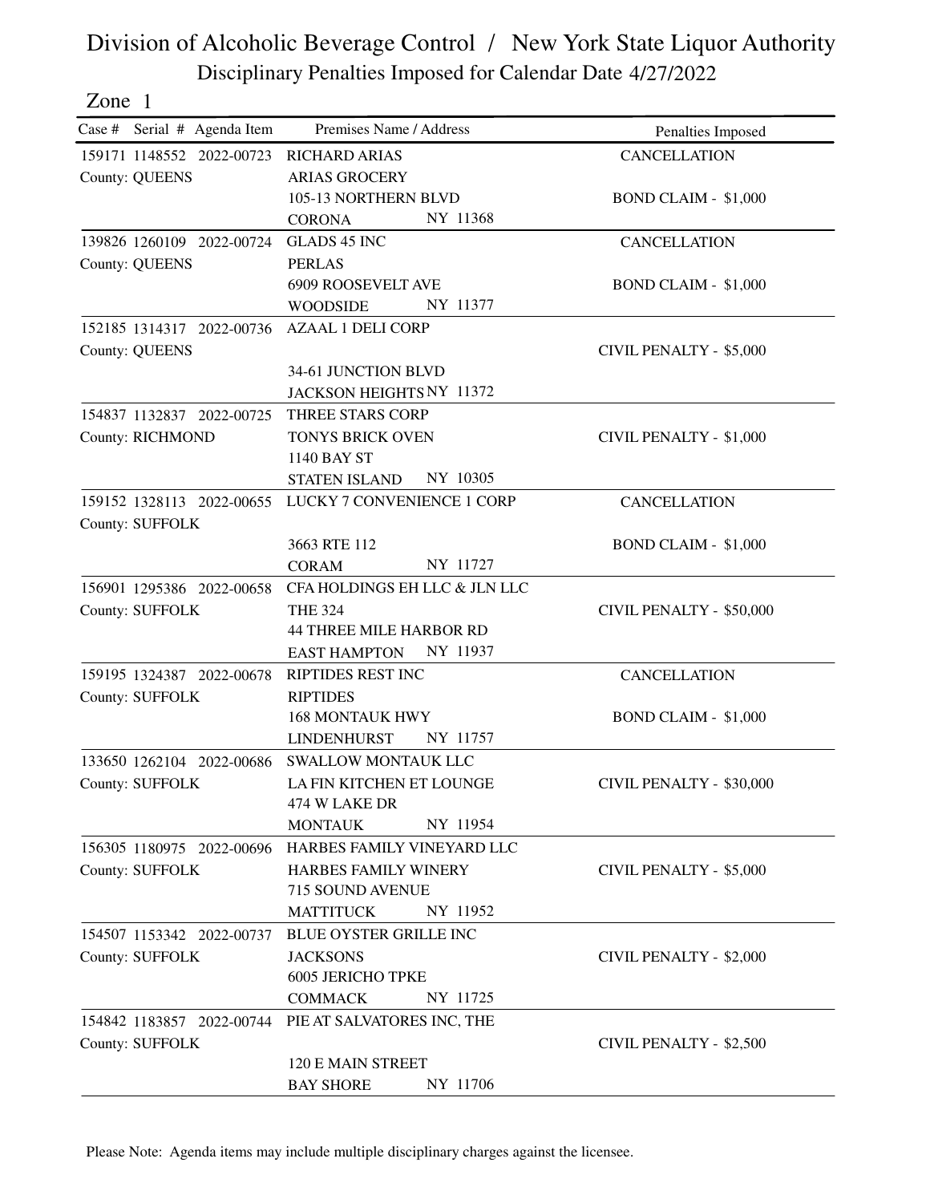# Division of Alcoholic Beverage Control / New York State Liquor Authority

## Disciplinary Penalties Imposed for Calendar Date 4/27/2022

### Zone 1

| Case # | Serial # | Agenda Item | Premises Name / Address | Penalties Imposed |
|---|---|---|---|---|
| 159171 | 1148552 | 2022-00723 | RICHARD ARIAS<br>ARIAS GROCERY<br>105-13 NORTHERN BLVD<br>CORONA NY 11368 | CANCELLATION<br>BOND CLAIM - $1,000 |
| County: QUEENS | | | | |
| 139826 | 1260109 | 2022-00724 | GLADS 45 INC<br>PERLAS<br>6909 ROOSEVELT AVE<br>WOODSIDE NY 11377 | CANCELLATION<br>BOND CLAIM - $1,000 |
| County: QUEENS | | | | |
| 152185 | 1314317 | 2022-00736 | AZAAL 1 DELI CORP<br>34-61 JUNCTION BLVD<br>JACKSON HEIGHTS NY 11372 | CIVIL PENALTY - $5,000 |
| County: QUEENS | | | | |
| 154837 | 1132837 | 2022-00725 | THREE STARS CORP<br>TONYS BRICK OVEN<br>1140 BAY ST<br>STATEN ISLAND NY 10305 | CIVIL PENALTY - $1,000 |
| County: RICHMOND | | | | |
| 159152 | 1328113 | 2022-00655 | LUCKY 7 CONVENIENCE 1 CORP<br>3663 RTE 112<br>CORAM NY 11727 | CANCELLATION<br>BOND CLAIM - $1,000 |
| County: SUFFOLK | | | | |
| 156901 | 1295386 | 2022-00658 | CFA HOLDINGS EH LLC & JLN LLC<br>THE 324<br>44 THREE MILE HARBOR RD<br>EAST HAMPTON NY 11937 | CIVIL PENALTY - $50,000 |
| County: SUFFOLK | | | | |
| 159195 | 1324387 | 2022-00678 | RIPTIDES REST INC<br>RIPTIDES<br>168 MONTAUK HWY<br>LINDENHURST NY 11757 | CANCELLATION<br>BOND CLAIM - $1,000 |
| County: SUFFOLK | | | | |
| 133650 | 1262104 | 2022-00686 | SWALLOW MONTAUK LLC<br>LA FIN KITCHEN ET LOUNGE<br>474 W LAKE DR<br>MONTAUK NY 11954 | CIVIL PENALTY - $30,000 |
| County: SUFFOLK | | | | |
| 156305 | 1180975 | 2022-00696 | HARBES FAMILY VINEYARD LLC<br>HARBES FAMILY WINERY<br>715 SOUND AVENUE<br>MATTITUCK NY 11952 | CIVIL PENALTY - $5,000 |
| County: SUFFOLK | | | | |
| 154507 | 1153342 | 2022-00737 | BLUE OYSTER GRILLE INC<br>JACKSONS<br>6005 JERICHO TPKE<br>COMMACK NY 11725 | CIVIL PENALTY - $2,000 |
| County: SUFFOLK | | | | |
| 154842 | 1183857 | 2022-00744 | PIE AT SALVATORES INC, THE<br>120 E MAIN STREET<br>BAY SHORE NY 11706 | CIVIL PENALTY - $2,500 |
| County: SUFFOLK | | | | |

Please Note: Agenda items may include multiple disciplinary charges against the licensee.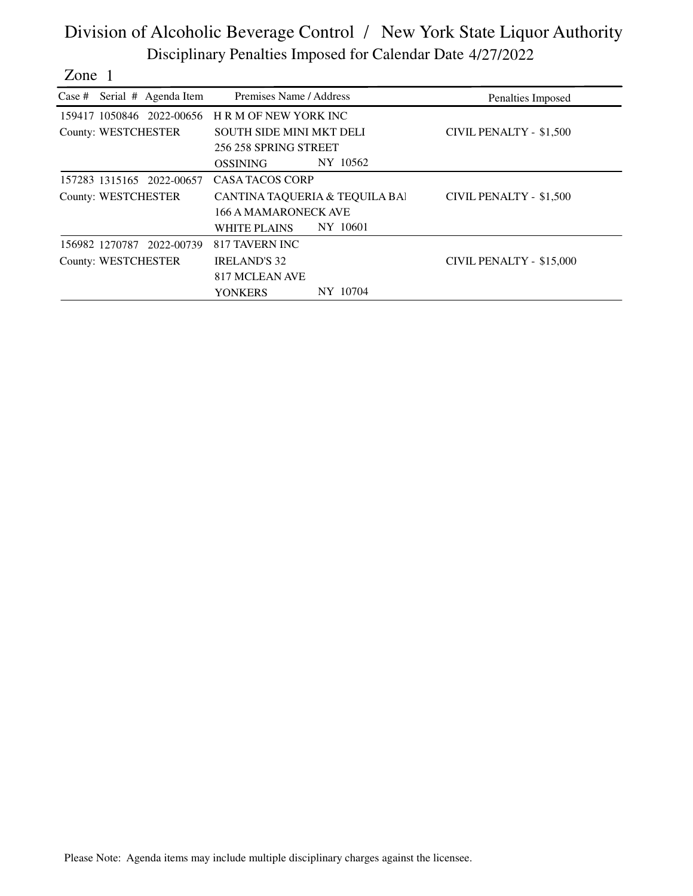# Division of Alcoholic Beverage Control / New York State Liquor Authority

## Disciplinary Penalties Imposed for Calendar Date 4/27/2022

Zone 1

| Case # | Serial # | Agenda Item | Premises Name / Address | Penalties Imposed |
|---|---|---|---|---|
| 159417 | 1050846 | 2022-00656 | H R M OF NEW YORK INC<br>SOUTH SIDE MINI MKT DELI<br>256 258 SPRING STREET<br>OSSINING NY 10562 | CIVIL PENALTY - $1,500 |
| County: WESTCHESTER | | | | |
| 157283 | 1315165 | 2022-00657 | CASA TACOS CORP<br>CANTINA TAQUERIA & TEQUILA BAI<br>166 A MAMARONECK AVE<br>WHITE PLAINS NY 10601 | CIVIL PENALTY - $1,500 |
| County: WESTCHESTER | | | | |
| 156982 | 1270787 | 2022-00739 | 817 TAVERN INC<br>IRELAND'S 32<br>817 MCLEAN AVE<br>YONKERS NY 10704 | CIVIL PENALTY - $15,000 |
| County: WESTCHESTER | | | | |

Please Note: Agenda items may include multiple disciplinary charges against the licensee.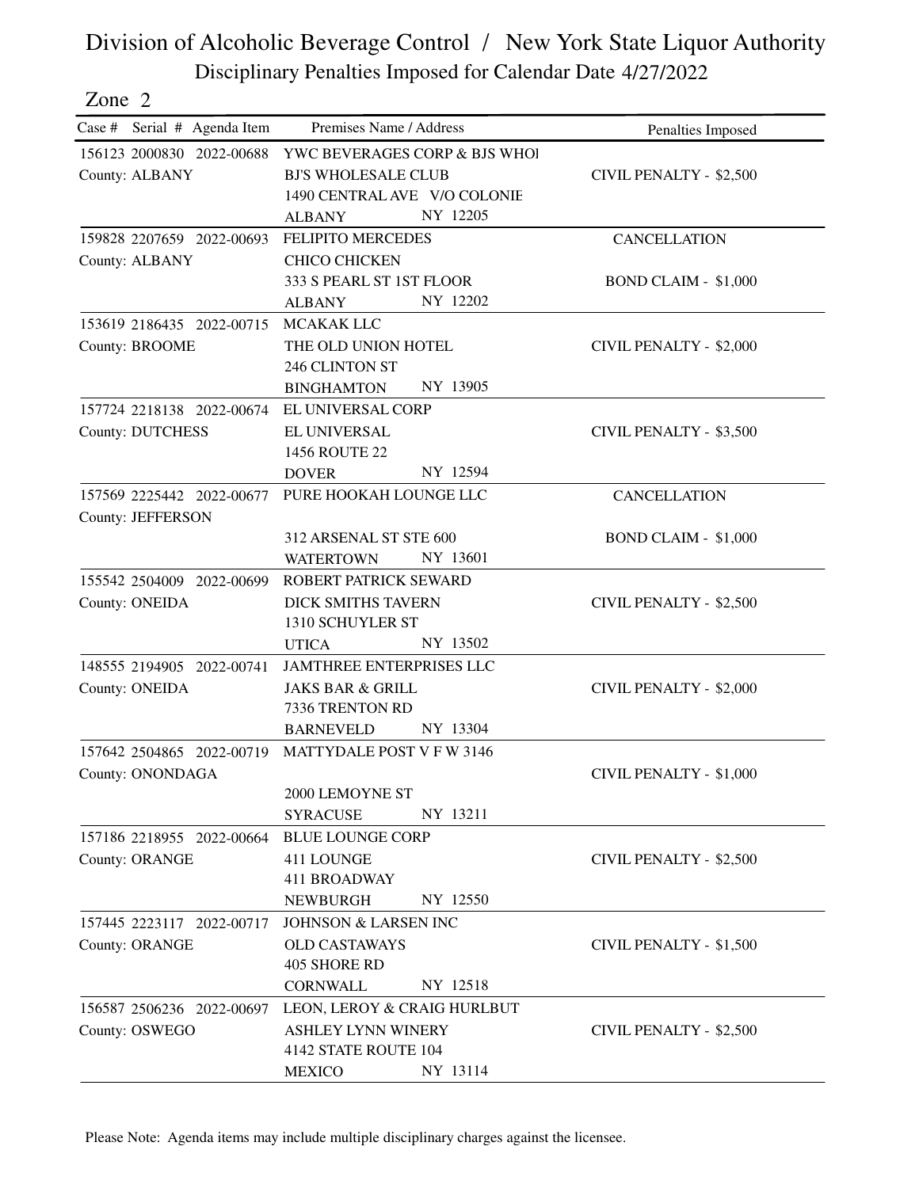# Division of Alcoholic Beverage Control / New York State Liquor Authority

## Disciplinary Penalties Imposed for Calendar Date 4/27/2022

Zone 2

| Case # | Serial # | Agenda Item | County | Premises Name / Address | Penalties Imposed |
|---|---|---|---|---|---|
| 156123 | 2000830 | 2022-00688 | ALBANY | YWC BEVERAGES CORP & BJS WHOI<br>BJ'S WHOLESALE CLUB<br>1490 CENTRAL AVE V/O COLONIE<br>ALBANY NY 12205 | CIVIL PENALTY - $2,500 |
| 159828 | 2207659 | 2022-00693 | ALBANY | FELIPITO MERCEDES<br>CHICO CHICKEN<br>333 S PEARL ST 1ST FLOOR<br>ALBANY NY 12202 | CANCELLATION<br>BOND CLAIM - $1,000 |
| 153619 | 2186435 | 2022-00715 | BROOME | MCAKAK LLC<br>THE OLD UNION HOTEL<br>246 CLINTON ST<br>BINGHAMTON NY 13905 | CIVIL PENALTY - $2,000 |
| 157724 | 2218138 | 2022-00674 | DUTCHESS | EL UNIVERSAL CORP<br>EL UNIVERSAL<br>1456 ROUTE 22<br>DOVER NY 12594 | CIVIL PENALTY - $3,500 |
| 157569 | 2225442 | 2022-00677 | JEFFERSON | PURE HOOKAH LOUNGE LLC<br>312 ARSENAL ST STE 600<br>WATERTOWN NY 13601 | CANCELLATION<br>BOND CLAIM - $1,000 |
| 155542 | 2504009 | 2022-00699 | ONEIDA | ROBERT PATRICK SEWARD<br>DICK SMITHS TAVERN<br>1310 SCHUYLER ST<br>UTICA NY 13502 | CIVIL PENALTY - $2,500 |
| 148555 | 2194905 | 2022-00741 | ONEIDA | JAMTHREE ENTERPRISES LLC<br>JAKS BAR & GRILL<br>7336 TRENTON RD<br>BARNEVELD NY 13304 | CIVIL PENALTY - $2,000 |
| 157642 | 2504865 | 2022-00719 | ONONDAGA | MATTYDALE POST V F W 3146<br>2000 LEMOYNE ST<br>SYRACUSE NY 13211 | CIVIL PENALTY - $1,000 |
| 157186 | 2218955 | 2022-00664 | ORANGE | BLUE LOUNGE CORP<br>411 LOUNGE<br>411 BROADWAY<br>NEWBURGH NY 12550 | CIVIL PENALTY - $2,500 |
| 157445 | 2223117 | 2022-00717 | ORANGE | JOHNSON & LARSEN INC<br>OLD CASTAWAYS<br>405 SHORE RD<br>CORNWALL NY 12518 | CIVIL PENALTY - $1,500 |
| 156587 | 2506236 | 2022-00697 | OSWEGO | LEON, LEROY & CRAIG HURLBUT<br>ASHLEY LYNN WINERY<br>4142 STATE ROUTE 104<br>MEXICO NY 13114 | CIVIL PENALTY - $2,500 |

Please Note: Agenda items may include multiple disciplinary charges against the licensee.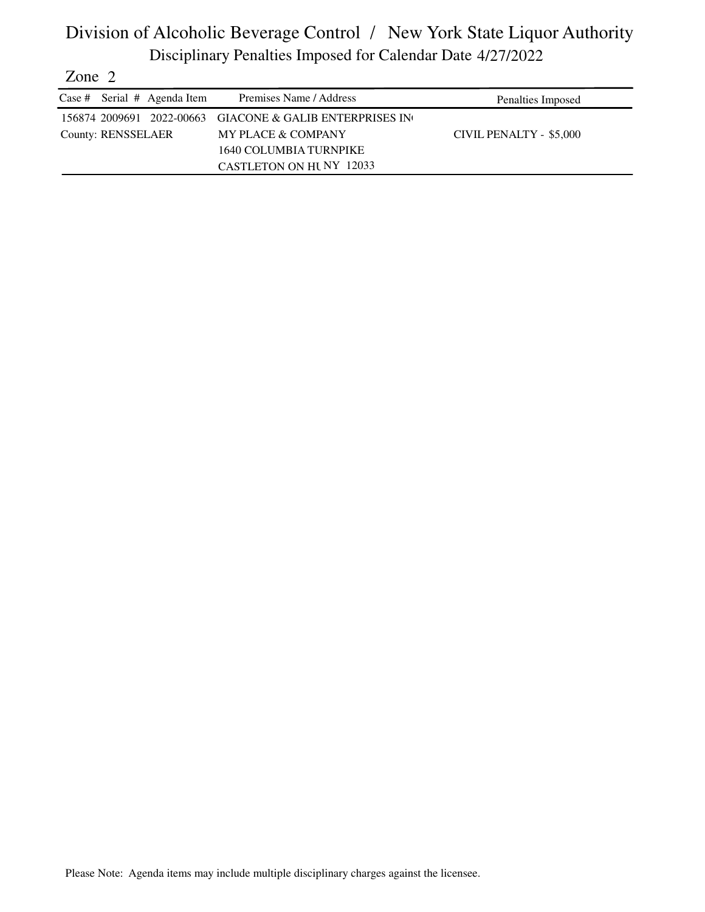# Division of Alcoholic Beverage Control / New York State Liquor Authority

## Disciplinary Penalties Imposed for Calendar Date 4/27/2022

Zone 2

| Case # | Serial # | Agenda Item | Premises Name / Address | Penalties Imposed |
|---|---|---|---|---|
| 156874 | 2009691 | 2022-00663 | GIACONE & GALIB ENTERPRISES IN<br>MY PLACE & COMPANY<br>1640 COLUMBIA TURNPIKE<br>CASTLETON ON HU NY 12033 | CIVIL PENALTY - $5,000 |
| County: RENSSELAER | | | | |

Please Note: Agenda items may include multiple disciplinary charges against the licensee.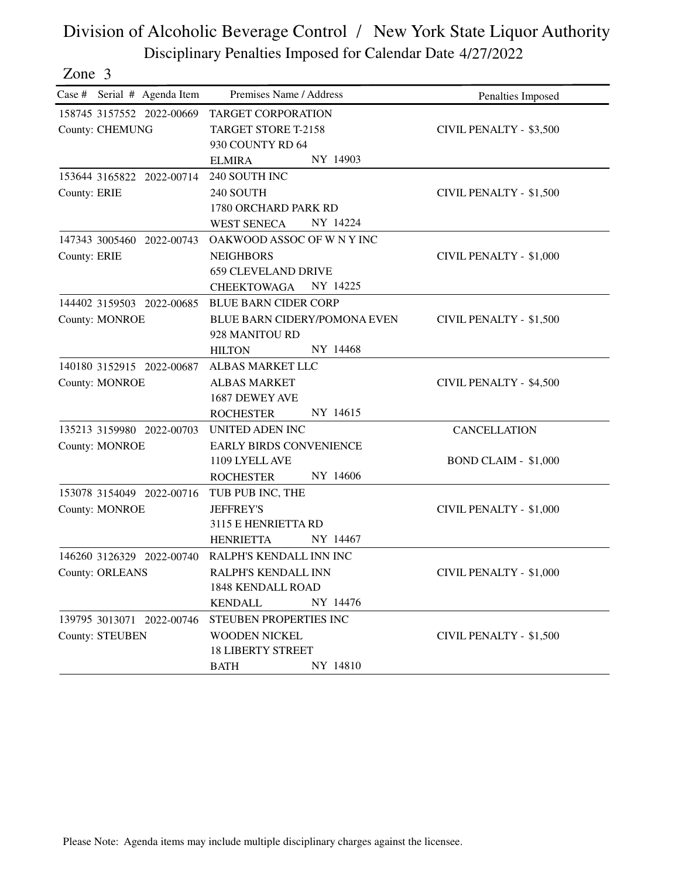# Division of Alcoholic Beverage Control / New York State Liquor Authority

## Disciplinary Penalties Imposed for Calendar Date 4/27/2022

Zone 3

| Case # Serial # Agenda Item | Premises Name / Address | Penalties Imposed |
|---|---|---|
| 158745 3157552 2022-00669<br>County: CHEMUNG | TARGET CORPORATION<br>TARGET STORE T-2158<br>930 COUNTY RD 64<br>ELMIRA NY 14903 | CIVIL PENALTY - $3,500 |
| 153644 3165822 2022-00714<br>County: ERIE | 240 SOUTH INC<br>240 SOUTH<br>1780 ORCHARD PARK RD<br>WEST SENECA NY 14224 | CIVIL PENALTY - $1,500 |
| 147343 3005460 2022-00743<br>County: ERIE | OAKWOOD ASSOC OF W N Y INC<br>NEIGHBORS<br>659 CLEVELAND DRIVE<br>CHEEKTOWAGA NY 14225 | CIVIL PENALTY - $1,000 |
| 144402 3159503 2022-00685<br>County: MONROE | BLUE BARN CIDER CORP<br>BLUE BARN CIDERY/POMONA EVEN<br>928 MANITOU RD<br>HILTON NY 14468 | CIVIL PENALTY - $1,500 |
| 140180 3152915 2022-00687<br>County: MONROE | ALBAS MARKET LLC<br>ALBAS MARKET<br>1687 DEWEY AVE<br>ROCHESTER NY 14615 | CIVIL PENALTY - $4,500 |
| 135213 3159980 2022-00703<br>County: MONROE | UNITED ADEN INC<br>EARLY BIRDS CONVENIENCE<br>1109 LYELL AVE<br>ROCHESTER NY 14606 | CANCELLATION<br>BOND CLAIM - $1,000 |
| 153078 3154049 2022-00716<br>County: MONROE | TUB PUB INC, THE<br>JEFFREY'S<br>3115 E HENRIETTA RD<br>HENRIETTA NY 14467 | CIVIL PENALTY - $1,000 |
| 146260 3126329 2022-00740<br>County: ORLEANS | RALPH'S KENDALL INN INC<br>RALPH'S KENDALL INN<br>1848 KENDALL ROAD<br>KENDALL NY 14476 | CIVIL PENALTY - $1,000 |
| 139795 3013071 2022-00746<br>County: STEUBEN | STEUBEN PROPERTIES INC<br>WOODEN NICKEL<br>18 LIBERTY STREET<br>BATH NY 14810 | CIVIL PENALTY - $1,500 |

Please Note: Agenda items may include multiple disciplinary charges against the licensee.